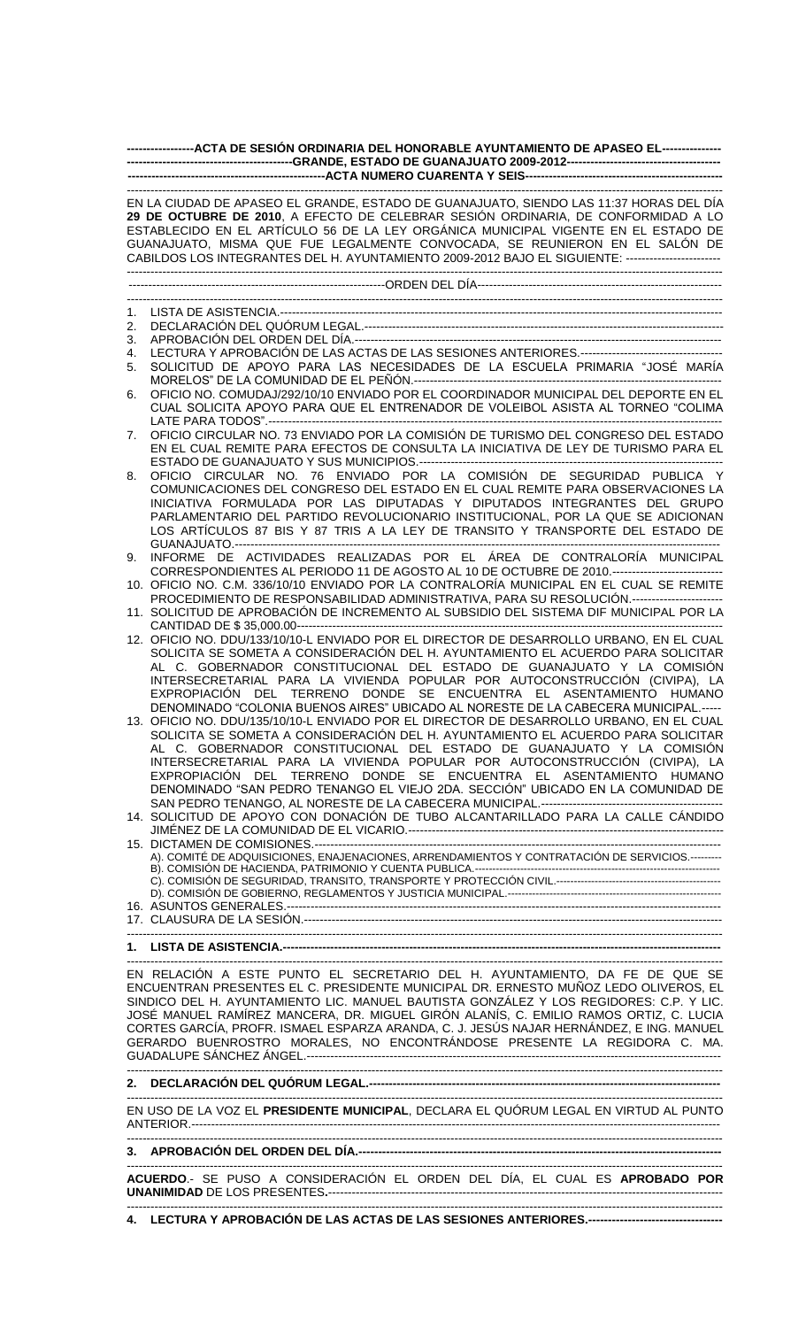**-----------------ACTA DE SESIÓN ORDINARIA DEL HONORABLE AYUNTAMIENTO DE APASEO EL--------------- -------------------------------------------GRANDE, ESTADO DE GUANAJUATO 2009-2012--------------------------------------- ---------------------------------------------------ACTA NUMERO CUARENTA Y SEIS---------------------------------------------------**

EN LA CIUDAD DE APASEO EL GRANDE, ESTADO DE GUANAJUATO, SIENDO LAS 11:37 HORAS DEL DÍA **29 DE OCTUBRE DE 2010**, A EFECTO DE CELEBRAR SESIÓN ORDINARIA, DE CONFORMIDAD A LO ESTABLECIDO EN EL ARTÍCULO 56 DE LA LEY ORGÁNICA MUNICIPAL VIGENTE EN EL ESTADO DE GUANAJUATO, MISMA QUE FUE LEGALMENTE CONVOCADA, SE REUNIERON EN EL SALÓN DE CABILDOS LOS INTEGRANTES DEL H. AYUNTAMIENTO 2009-2012 BAJO EL SIGUIENTE: -------------------------

------------------------------------------------------------------ORDEN DEL DÍA-------------------------------------------------------------

1. LISTA DE ASISTENCIA.---------------------------------------------------------------------------------------------------------------
2. DECLARACIÓN DEL QUÓRUM LEGAL.---------------------------------------------------------------------------------------------
3. APROBACIÓN DEL ORDEN DEL DÍA.-------------------------------------------------------------------------------------------
4. LECTURA Y APROBACIÓN DE LAS ACTAS DE LAS SESIONES ANTERIORES.------------------------------------
5. SOLICITUD DE APOYO PARA LAS NECESIDADES DE LA ESCUELA PRIMARIA "JOSÉ MARÍA MORELOS" DE LA COMUNIDAD DE EL PEÑÓN.----------------------------------------------------------------------------
6. OFICIO NO. COMUDAJ/292/10/10 ENVIADO POR EL COORDINADOR MUNICIPAL DEL DEPORTE EN EL CUAL SOLICITA APOYO PARA QUE EL ENTRENADOR DE VOLEIBOL ASISTA AL TORNEO "COLIMA LATE PARA TODOS".---------------------------------------------------------------------------------------------------------------
7. OFICIO CIRCULAR NO. 73 ENVIADO POR LA COMISIÓN DE TURISMO DEL CONGRESO DEL ESTADO EN EL CUAL REMITE PARA EFECTOS DE CONSULTA LA INICIATIVA DE LEY DE TURISMO PARA EL ESTADO DE GUANAJUATO Y SUS MUNICIPIOS.----------------------------------------------------------------------------
8. OFICIO CIRCULAR NO. 76 ENVIADO POR LA COMISIÓN DE SEGURIDAD PUBLICA Y COMUNICACIONES DEL CONGRESO DEL ESTADO EN EL CUAL REMITE PARA OBSERVACIONES LA INICIATIVA FORMULADA POR LAS DIPUTADAS Y DIPUTADOS INTEGRANTES DEL GRUPO PARLAMENTARIO DEL PARTIDO REVOLUCIONARIO INSTITUCIONAL, POR LA QUE SE ADICIONAN LOS ARTÍCULOS 87 BIS Y 87 TRIS A LA LEY DE TRANSITO Y TRANSPORTE DEL ESTADO DE GUANAJUATO.----------------------------------------------------------------------------------------------------------------------
9. INFORME DE ACTIVIDADES REALIZADAS POR EL ÁREA DE CONTRALORÍA MUNICIPAL CORRESPONDIENTES AL PERIODO 11 DE AGOSTO AL 10 DE OCTUBRE DE 2010.----------------------------
10. OFICIO NO. C.M. 336/10/10 ENVIADO POR LA CONTRALORÍA MUNICIPAL EN EL CUAL SE REMITE PROCEDIMIENTO DE RESPONSABILIDAD ADMINISTRATIVA, PARA SU RESOLUCIÓN.-----------------------
11. SOLICITUD DE APROBACIÓN DE INCREMENTO AL SUBSIDIO DEL SISTEMA DIF MUNICIPAL POR LA CANTIDAD DE $ 35,000.00-------------------------------------------------------------------------------------------------------------
12. OFICIO NO. DDU/133/10/10-L ENVIADO POR EL DIRECTOR DE DESARROLLO URBANO, EN EL CUAL SOLICITA SE SOMETA A CONSIDERACIÓN DEL H. AYUNTAMIENTO EL ACUERDO PARA SOLICITAR AL C. GOBERNADOR CONSTITUCIONAL DEL ESTADO DE GUANAJUATO Y LA COMISIÓN INTERSECRETARIAL PARA LA VIVIENDA POPULAR POR AUTOCONSTRUCCIÓN (CIVIPA), LA EXPROPIACIÓN DEL TERRENO DONDE SE ENCUENTRA EL ASENTAMIENTO HUMANO DENOMINADO "COLONIA BUENOS AIRES" UBICADO AL NORESTE DE LA CABECERA MUNICIPAL.-----
13. OFICIO NO. DDU/135/10/10-L ENVIADO POR EL DIRECTOR DE DESARROLLO URBANO, EN EL CUAL SOLICITA SE SOMETA A CONSIDERACIÓN DEL H. AYUNTAMIENTO EL ACUERDO PARA SOLICITAR AL C. GOBERNADOR CONSTITUCIONAL DEL ESTADO DE GUANAJUATO Y LA COMISIÓN INTERSECRETARIAL PARA LA VIVIENDA POPULAR POR AUTOCONSTRUCCIÓN (CIVIPA), LA EXPROPIACIÓN DEL TERRENO DONDE SE ENCUENTRA EL ASENTAMIENTO HUMANO DENOMINADO "SAN PEDRO TENANGO EL VIEJO 2DA. SECCIÓN" UBICADO EN LA COMUNIDAD DE SAN PEDRO TENANGO, AL NORESTE DE LA CABECERA MUNICIPAL.----------------------------------------------
14. SOLICITUD DE APOYO CON DONACIÓN DE TUBO ALCANTARILLADO PARA LA CALLE CÁNDIDO JIMÉNEZ DE LA COMUNIDAD DE EL VICARIO.-------------------------------------------------------------------------------
15. DICTAMEN DE COMISIONES.---------------------------------------------------------------------------------------------------
    - A). COMITÉ DE ADQUISICIONES, ENAJENACIONES, ARRENDAMIENTOS Y CONTRATACIÓN DE SERVICIOS.---------
    - B). COMISIÓN DE HACIENDA, PATRIMONIO Y CUENTA PUBLICA.------------------------------------------------------------------
    - C). COMISIÓN DE SEGURIDAD, TRANSITO, TRANSPORTE Y PROTECCIÓN CIVIL.---------------------------------------------
    - D). COMISIÓN DE GOBIERNO, REGLAMENTOS Y JUSTICIA MUNICIPAL.----------------------------------------------------
16. ASUNTOS GENERALES.---------------------------------------------------------------------------------------------------------
17. CLAUSURA DE LA SESIÓN.-------------------------------------------------------------------------------------------------------

**1. LISTA DE ASISTENCIA.-------------------------------------------------------------------------------------------------------------**

EN RELACIÓN A ESTE PUNTO EL SECRETARIO DEL H. AYUNTAMIENTO, DA FE DE QUE SE ENCUENTRAN PRESENTES EL C. PRESIDENTE MUNICIPAL DR. ERNESTO MUÑOZ LEDO OLIVEROS, EL SINDICO DEL H. AYUNTAMIENTO LIC. MANUEL BAUTISTA GONZÁLEZ Y LOS REGIDORES: C.P. Y LIC. JOSÉ MANUEL RAMÍREZ MANCERA, DR. MIGUEL GIRÓN ALANÍS, C. EMILIO RAMOS ORTIZ, C. LUCIA CORTES GARCÍA, PROFR. ISMAEL ESPARZA ARANDA, C. J. JESÚS NAJAR HERNÁNDEZ, E ING. MANUEL GERARDO BUENROSTRO MORALES, NO ENCONTRÁNDOSE PRESENTE LA REGIDORA C. MA. GUADALUPE SÁNCHEZ ÁNGEL.--------------------------------------------------------------------------------------------------------

**2. DECLARACIÓN DEL QUÓRUM LEGAL.----------------------------------------------------------------------------------------**

EN USO DE LA VOZ EL **PRESIDENTE MUNICIPAL**, DECLARA EL QUÓRUM LEGAL EN VIRTUD AL PUNTO ANTERIOR.--------------------------------------------------------------------------------------------------------------------------------

**3. APROBACIÓN DEL ORDEN DEL DÍA.-----------------------------------------------------------------------------------------**

**ACUERDO**.- SE PUSO A CONSIDERACIÓN EL ORDEN DEL DÍA, EL CUAL ES **APROBADO POR UNANIMIDAD** DE LOS PRESENTES.**-------------------------------------------------------------------------------------------**

**4. LECTURA Y APROBACIÓN DE LAS ACTAS DE LAS SESIONES ANTERIORES.----------------------------------**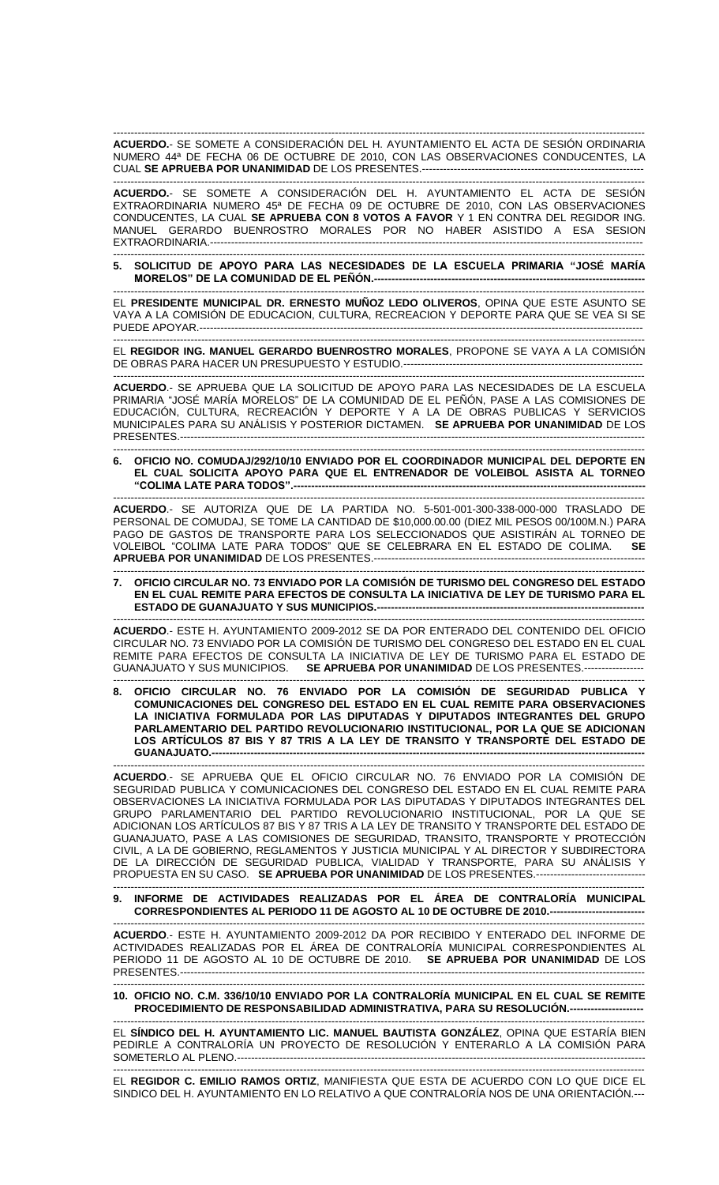**ACUERDO.**- SE SOMETE A CONSIDERACIÓN DEL H. AYUNTAMIENTO EL ACTA DE SESIÓN ORDINARIA NUMERO 44ª DE FECHA 06 DE OCTUBRE DE 2010, CON LAS OBSERVACIONES CONDUCENTES, LA CUAL **SE APRUEBA POR UNANIMIDAD** DE LOS PRESENTES.-----------------------------------------------------------

**ACUERDO.**- SE SOMETE A CONSIDERACIÓN DEL H. AYUNTAMIENTO EL ACTA DE SESIÓN EXTRAORDINARIA NUMERO 45ª DE FECHA 09 DE OCTUBRE DE 2010, CON LAS OBSERVACIONES CONDUCENTES, LA CUAL **SE APRUEBA CON 8 VOTOS A FAVOR** Y 1 EN CONTRA DEL REGIDOR ING. MANUEL GERARDO BUENROSTRO MORALES POR NO HABER ASISTIDO A ESA SESION EXTRAORDINARIA.-----------------------------------------------------------------------------------------------------------------

**5. SOLICITUD DE APOYO PARA LAS NECESIDADES DE LA ESCUELA PRIMARIA "JOSÉ MARÍA MORELOS" DE LA COMUNIDAD DE EL PEÑÓN.------------------------------------------------------------------------**

EL **PRESIDENTE MUNICIPAL DR. ERNESTO MUÑOZ LEDO OLIVEROS**, OPINA QUE ESTE ASUNTO SE VAYA A LA COMISIÓN DE EDUCACION, CULTURA, RECREACION Y DEPORTE PARA QUE SE VEA SI SE PUEDE APOYAR.-----------------------------------------------------------------------------------------------------------------------

EL **REGIDOR ING. MANUEL GERARDO BUENROSTRO MORALES**, PROPONE SE VAYA A LA COMISIÓN DE OBRAS PARA HACER UN PRESUPUESTO Y ESTUDIO.-------------------------------------------------------------------

**ACUERDO**.- SE APRUEBA QUE LA SOLICITUD DE APOYO PARA LAS NECESIDADES DE LA ESCUELA PRIMARIA "JOSÉ MARÍA MORELOS" DE LA COMUNIDAD DE EL PEÑÓN, PASE A LAS COMISIONES DE EDUCACIÓN, CULTURA, RECREACIÓN Y DEPORTE Y A LA DE OBRAS PUBLICAS Y SERVICIOS MUNICIPALES PARA SU ANÁLISIS Y POSTERIOR DICTAMEN. **SE APRUEBA POR UNANIMIDAD** DE LOS PRESENTES.------------------------------------------------------------------------------------------------------------------------------

**6. OFICIO NO. COMUDAJ/292/10/10 ENVIADO POR EL COORDINADOR MUNICIPAL DEL DEPORTE EN EL CUAL SOLICITA APOYO PARA QUE EL ENTRENADOR DE VOLEIBOL ASISTA AL TORNEO "COLIMA LATE PARA TODOS".----------------------------------------------------------------------------------------------------**

**ACUERDO**.- SE AUTORIZA QUE DE LA PARTIDA NO. 5-501-001-300-338-000-000 TRASLADO DE PERSONAL DE COMUDAJ, SE TOME LA CANTIDAD DE $10,000.00.00 (DIEZ MIL PESOS 00/100M.N.) PARA PAGO DE GASTOS DE TRANSPORTE PARA LOS SELECCIONADOS QUE ASISTIRÁN AL TORNEO DE VOLEIBOL "COLIMA LATE PARA TODOS" QUE SE CELEBRARA EN EL ESTADO DE COLIMA. **SE APRUEBA POR UNANIMIDAD** DE LOS PRESENTES.----------------------------------------------------------------------------

**7. OFICIO CIRCULAR NO. 73 ENVIADO POR LA COMISIÓN DE TURISMO DEL CONGRESO DEL ESTADO EN EL CUAL REMITE PARA EFECTOS DE CONSULTA LA INICIATIVA DE LEY DE TURISMO PARA EL ESTADO DE GUANAJUATO Y SUS MUNICIPIOS.-----------------------------------------------------------------------------**

**ACUERDO**.- ESTE H. AYUNTAMIENTO 2009-2012 SE DA POR ENTERADO DEL CONTENIDO DEL OFICIO CIRCULAR NO. 73 ENVIADO POR LA COMISIÓN DE TURISMO DEL CONGRESO DEL ESTADO EN EL CUAL REMITE PARA EFECTOS DE CONSULTA LA INICIATIVA DE LEY DE TURISMO PARA EL ESTADO DE GUANAJUATO Y SUS MUNICIPIOS. **SE APRUEBA POR UNANIMIDAD** DE LOS PRESENTES.-----------------

**8. OFICIO CIRCULAR NO. 76 ENVIADO POR LA COMISIÓN DE SEGURIDAD PUBLICA Y COMUNICACIONES DEL CONGRESO DEL ESTADO EN EL CUAL REMITE PARA OBSERVACIONES LA INICIATIVA FORMULADA POR LAS DIPUTADAS Y DIPUTADOS INTEGRANTES DEL GRUPO PARLAMENTARIO DEL PARTIDO REVOLUCIONARIO INSTITUCIONAL, POR LA QUE SE ADICIONAN LOS ARTÍCULOS 87 BIS Y 87 TRIS A LA LEY DE TRANSITO Y TRANSPORTE DEL ESTADO DE GUANAJUATO.--------------------------------------------------------------------------------------------------------------------------**

**ACUERDO**.- SE APRUEBA QUE EL OFICIO CIRCULAR NO. 76 ENVIADO POR LA COMISIÓN DE SEGURIDAD PUBLICA Y COMUNICACIONES DEL CONGRESO DEL ESTADO EN EL CUAL REMITE PARA OBSERVACIONES LA INICIATIVA FORMULADA POR LAS DIPUTADAS Y DIPUTADOS INTEGRANTES DEL GRUPO PARLAMENTARIO DEL PARTIDO REVOLUCIONARIO INSTITUCIONAL, POR LA QUE SE ADICIONAN LOS ARTÍCULOS 87 BIS Y 87 TRIS A LA LEY DE TRANSITO Y TRANSPORTE DEL ESTADO DE GUANAJUATO, PASE A LAS COMISIONES DE SEGURIDAD, TRANSITO, TRANSPORTE Y PROTECCIÓN CIVIL, A LA DE GOBIERNO, REGLAMENTOS Y JUSTICIA MUNICIPAL Y AL DIRECTOR Y SUBDIRECTORA DE LA DIRECCIÓN DE SEGURIDAD PUBLICA, VIALIDAD Y TRANSPORTE, PARA SU ANÁLISIS Y PROPUESTA EN SU CASO. **SE APRUEBA POR UNANIMIDAD** DE LOS PRESENTES.-------------------------------

**9. INFORME DE ACTIVIDADES REALIZADAS POR EL ÁREA DE CONTRALORÍA MUNICIPAL CORRESPONDIENTES AL PERIODO 11 DE AGOSTO AL 10 DE OCTUBRE DE 2010.---------------------------**

**ACUERDO**.- ESTE H. AYUNTAMIENTO 2009-2012 DA POR RECIBIDO Y ENTERADO DEL INFORME DE ACTIVIDADES REALIZADAS POR EL ÁREA DE CONTRALORÍA MUNICIPAL CORRESPONDIENTES AL PERIODO 11 DE AGOSTO AL 10 DE OCTUBRE DE 2010. **SE APRUEBA POR UNANIMIDAD** DE LOS PRESENTES.------------------------------------------------------------------------------------------------------------------------------

**10. OFICIO NO. C.M. 336/10/10 ENVIADO POR LA CONTRALORÍA MUNICIPAL EN EL CUAL SE REMITE PROCEDIMIENTO DE RESPONSABILIDAD ADMINISTRATIVA, PARA SU RESOLUCIÓN.---------------------**

EL **SÍNDICO DEL H. AYUNTAMIENTO LIC. MANUEL BAUTISTA GONZÁLEZ**, OPINA QUE ESTARÍA BIEN PEDIRLE A CONTRALORÍA UN PROYECTO DE RESOLUCIÓN Y ENTERARLO A LA COMISIÓN PARA SOMETERLO AL PLENO.-------------------------------------------------------------------------------------------------------------

EL **REGIDOR C. EMILIO RAMOS ORTIZ**, MANIFIESTA QUE ESTA DE ACUERDO CON LO QUE DICE EL SINDICO DEL H. AYUNTAMIENTO EN LO RELATIVO A QUE CONTRALORÍA NOS DE UNA ORIENTACIÓN.---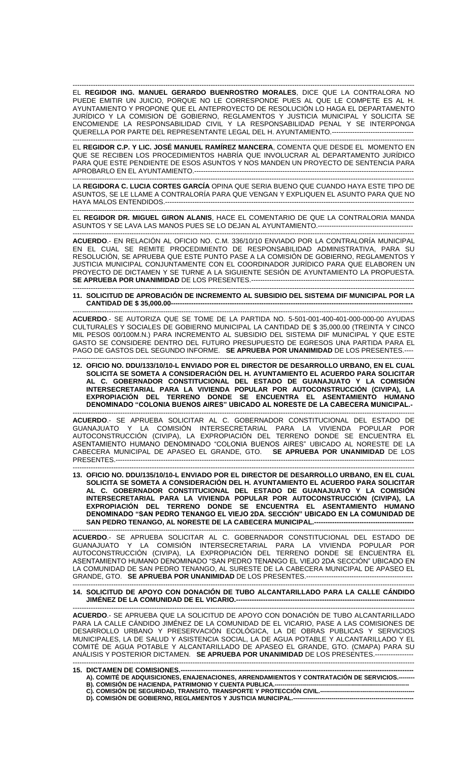EL **REGIDOR ING. MANUEL GERARDO BUENROSTRO MORALES**, DICE QUE LA CONTRALORA NO PUEDE EMITIR UN JUICIO, PORQUE NO LE CORRESPONDE PUES AL QUE LE COMPETE ES AL H. AYUNTAMIENTO Y PROPONE QUE EL ANTEPROYECTO DE RESOLUCIÓN LO HAGA EL DEPARTAMENTO JURÍDICO Y LA COMISION DE GOBIERNO, REGLAMENTOS Y JUSTICIA MUNICIPAL Y SOLICITA SE ENCOMIENDE LA RESPONSABILIDAD CIVIL Y LA RESPONSABILIDAD PENAL Y SE INTERPONGA QUERELLA POR PARTE DEL REPRESENTANTE LEGAL DEL H. AYUNTAMIENTO.------------------------------------

EL **REGIDOR C.P. Y LIC. JOSÉ MANUEL RAMÍREZ MANCERA**, COMENTA QUE DESDE EL MOMENTO EN QUE SE RECIBEN LOS PROCEDIMIENTOS HABRÍA QUE INVOLUCRAR AL DEPARTAMENTO JURÍDICO PARA QUE ESTE PENDIENTE DE ESOS ASUNTOS Y NOS MANDEN UN PROYECTO DE SENTENCIA PARA APROBARLO EN EL AYUNTAMIENTO.-----------------------------------------------------------------------------------------------

LA **REGIDORA C. LUCIA CORTES GARCÍA** OPINA QUE SERIA BUENO QUE CUANDO HAYA ESTE TIPO DE ASUNTOS, SE LE LLAME A CONTRALORÍA PARA QUE VENGAN Y EXPLIQUEN EL ASUNTO PARA QUE NO HAYA MALOS ENTENDIDOS.----------------------------------------------------------------------------------------------------------

EL **REGIDOR DR. MIGUEL GIRON ALANIS**, HACE EL COMENTARIO DE QUE LA CONTRALORIA MANDA ASUNTOS Y SE LAVA LAS MANOS PUES SE LO DEJAN AL AYUNTAMIENTO.-------------------------------------------

**ACUERDO**.- EN RELACIÓN AL OFICIO NO. C.M. 336/10/10 ENVIADO POR LA CONTRALORÍA MUNICIPAL EN EL CUAL SE REMITE PROCEDIMIENTO DE RESPONSABILIDAD ADMINISTRATIVA, PARA SU RESOLUCIÓN, SE APRUEBA QUE ESTE PUNTO PASE A LA COMISIÓN DE GOBIERNO, REGLAMENTOS Y JUSTICIA MUNICIPAL CONJUNTAMENTE CON EL COORDINADOR JURÍDICO PARA QUE ELABOREN UN PROYECTO DE DICTAMEN Y SE TURNE A LA SIGUIENTE SESIÓN DE AYUNTAMIENTO LA PROPUESTA. **SE APRUEBA POR UNANIMIDAD** DE LOS PRESENTES.---------------------------------------------------------------------

**11. SOLICITUD DE APROBACIÓN DE INCREMENTO AL SUBSIDIO DEL SISTEMA DIF MUNICIPAL POR LA CANTIDAD DE $ 35,000.00------------------------------------------------------------------------------------------------------**

**ACUERDO**.- SE AUTORIZA QUE SE TOME DE LA PARTIDA NO. 5-501-001-400-401-000-000-00 AYUDAS CULTURALES Y SOCIALES DE GOBIERNO MUNICIPAL LA CANTIDAD DE $ 35,000.00 (TREINTA Y CINCO MIL PESOS 00/100M.N.) PARA INCREMENTO AL SUBSIDIO DEL SISTEMA DIF MUNICIPAL Y QUE ESTE GASTO SE CONSIDERE DENTRO DEL FUTURO PRESUPUESTO DE EGRESOS UNA PARTIDA PARA EL PAGO DE GASTOS DEL SEGUNDO INFORME. **SE APRUEBA POR UNANIMIDAD** DE LOS PRESENTES.----

**12. OFICIO NO. DDU/133/10/10-L ENVIADO POR EL DIRECTOR DE DESARROLLO URBANO, EN EL CUAL SOLICITA SE SOMETA A CONSIDERACIÓN DEL H. AYUNTAMIENTO EL ACUERDO PARA SOLICITAR AL C. GOBERNADOR CONSTITUCIONAL DEL ESTADO DE GUANAJUATO Y LA COMISIÓN INTERSECRETARIAL PARA LA VIVIENDA POPULAR POR AUTOCONSTRUCCIÓN (CIVIPA), LA EXPROPIACIÓN DEL TERRENO DONDE SE ENCUENTRA EL ASENTAMIENTO HUMANO DENOMINADO "COLONIA BUENOS AIRES" UBICADO AL NORESTE DE LA CABECERA MUNICIPAL.-**

**ACUERDO**.- SE APRUEBA SOLICITAR AL C. GOBERNADOR CONSTITUCIONAL DEL ESTADO DE GUANAJUATO Y LA COMISIÓN INTERSECRETARIAL PARA LA VIVIENDA POPULAR POR AUTOCONSTRUCCIÓN (CIVIPA), LA EXPROPIACIÓN DEL TERRENO DONDE SE ENCUENTRA EL ASENTAMIENTO HUMANO DENOMINADO "COLONIA BUENOS AIRES" UBICADO AL NORESTE DE LA CABECERA MUNICIPAL DE APASEO EL GRANDE, GTO. **SE APRUEBA POR UNANIMIDAD** DE LOS PRESENTES.-----------------------------------------------------------------------------------------------------------------------

**13. OFICIO NO. DDU/135/10/10-L ENVIADO POR EL DIRECTOR DE DESARROLLO URBANO, EN EL CUAL SOLICITA SE SOMETA A CONSIDERACIÓN DEL H. AYUNTAMIENTO EL ACUERDO PARA SOLICITAR AL C. GOBERNADOR CONSTITUCIONAL DEL ESTADO DE GUANAJUATO Y LA COMISIÓN INTERSECRETARIAL PARA LA VIVIENDA POPULAR POR AUTOCONSTRUCCIÓN (CIVIPA), LA EXPROPIACIÓN DEL TERRENO DONDE SE ENCUENTRA EL ASENTAMIENTO HUMANO DENOMINADO "SAN PEDRO TENANGO EL VIEJO 2DA. SECCIÓN" UBICADO EN LA COMUNIDAD DE SAN PEDRO TENANGO, AL NORESTE DE LA CABECERA MUNICIPAL.--------------------------------------------**

**ACUERDO**.- SE APRUEBA SOLICITAR AL C. GOBERNADOR CONSTITUCIONAL DEL ESTADO DE GUANAJUATO Y LA COMISIÓN INTERSECRETARIAL PARA LA VIVIENDA POPULAR POR AUTOCONSTRUCCIÓN (CIVIPA), LA EXPROPIACIÓN DEL TERRENO DONDE SE ENCUENTRA EL ASENTAMIENTO HUMANO DENOMINADO "SAN PEDRO TENANGO EL VIEJO 2DA SECCIÓN" UBICADO EN LA COMUNIDAD DE SAN PEDRO TENANGO, AL SURESTE DE LA CABECERA MUNICIPAL DE APASEO EL GRANDE, GTO. **SE APRUEBA POR UNANIMIDAD** DE LOS PRESENTES.----------------------------------------------

**14. SOLICITUD DE APOYO CON DONACIÓN DE TUBO ALCANTARILLADO PARA LA CALLE CÁNDIDO JIMÉNEZ DE LA COMUNIDAD DE EL VICARIO.-------------------------------------------------------------------------------**

**ACUERDO**.- SE APRUEBA QUE LA SOLICITUD DE APOYO CON DONACIÓN DE TUBO ALCANTARILLADO PARA LA CALLE CÁNDIDO JIMÉNEZ DE LA COMUNIDAD DE EL VICARIO, PASE A LAS COMISIONES DE DESARROLLO URBANO Y PRESERVACIÓN ECOLÓGICA, LA DE OBRAS PUBLICAS Y SERVICIOS MUNICIPALES, LA DE SALUD Y ASISTENCIA SOCIAL, LA DE AGUA POTABLE Y ALCANTARILLADO Y EL COMITÉ DE AGUA POTABLE Y ALCANTARILLADO DE APASEO EL GRANDE, GTO. (CMAPA) PARA SU ANÁLISIS Y POSTERIOR DICTAMEN. **SE APRUEBA POR UNANIMIDAD** DE LOS PRESENTES.-----------------

**15. DICTAMEN DE COMISIONES.-------------------------------------------------------------------------------------------------**

**A). COMITÉ DE ADQUISICIONES, ENAJENACIONES, ARRENDAMIENTOS Y CONTRATACIÓN DE SERVICIOS.--------**
**B). COMISIÓN DE HACIENDA, PATRIMONIO Y CUENTA PUBLICA.---------------------------------------------------------------**
**C). COMISIÓN DE SEGURIDAD, TRANSITO, TRANSPORTE Y PROTECCIÓN CIVIL.-------------------------------------------**
**D). COMISIÓN DE GOBIERNO, REGLAMENTOS Y JUSTICIA MUNICIPAL.---------------------------------------------------------**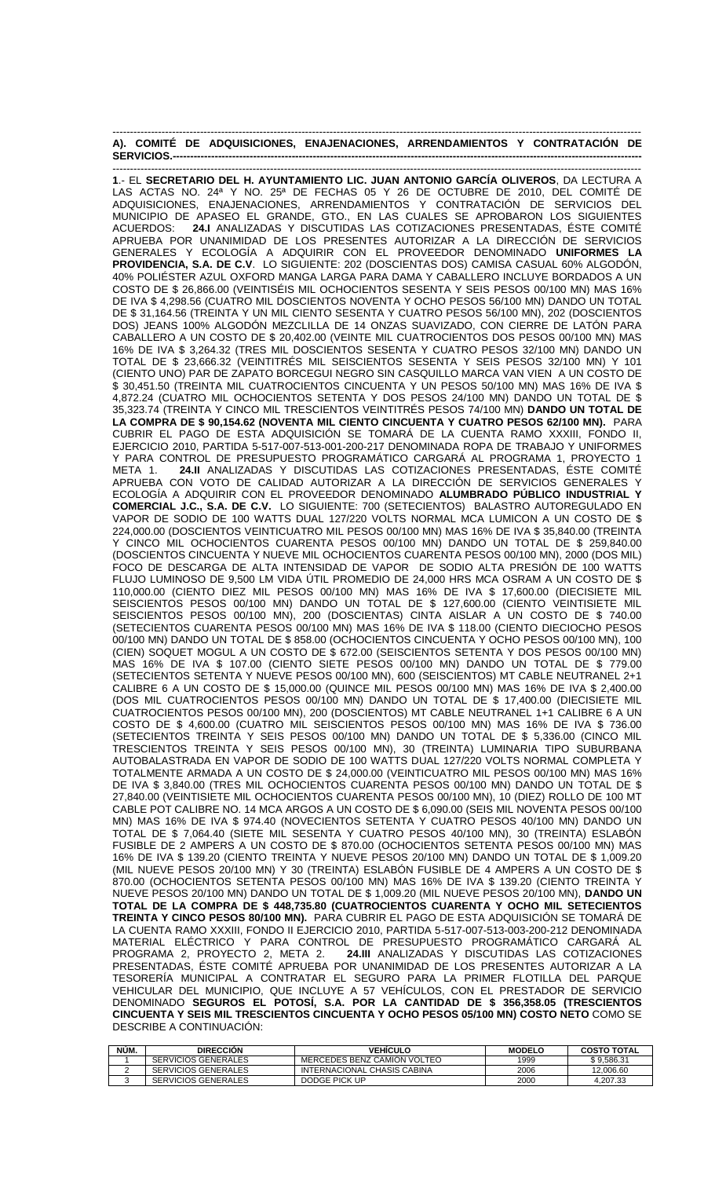**A). COMITÉ DE ADQUISICIONES, ENAJENACIONES, ARRENDAMIENTOS Y CONTRATACIÓN DE SERVICIOS.-**

**1**.- EL **SECRETARIO DEL H. AYUNTAMIENTO LIC. JUAN ANTONIO GARCÍA OLIVEROS**, DA LECTURA A LAS ACTAS NO. 24ª Y NO. 25ª DE FECHAS 05 Y 26 DE OCTUBRE DE 2010, DEL COMITÉ DE ADQUISICIONES, ENAJENACIONES, ARRENDAMIENTOS Y CONTRATACIÓN DE SERVICIOS DEL MUNICIPIO DE APASEO EL GRANDE, GTO., EN LAS CUALES SE APROBARON LOS SIGUIENTES ACUERDOS: **24.I** ANALIZADAS Y DISCUTIDAS LAS COTIZACIONES PRESENTADAS, ÉSTE COMITÉ APRUEBA POR UNANIMIDAD DE LOS PRESENTES AUTORIZAR A LA DIRECCIÓN DE SERVICIOS GENERALES Y ECOLOGÍA A ADQUIRIR CON EL PROVEEDOR DENOMINADO **UNIFORMES LA PROVIDENCIA, S.A. DE C.V**. LO SIGUIENTE: 202 (DOSCIENTAS DOS) CAMISA CASUAL 60% ALGODÓN, 40% POLIÉSTER AZUL OXFORD MANGA LARGA PARA DAMA Y CABALLERO INCLUYE BORDADOS A UN COSTO DE $ 26,866.00 (VEINTISÉIS MIL OCHOCIENTOS SESENTA Y SEIS PESOS 00/100 MN) MAS 16% DE IVA $ 4,298.56 (CUATRO MIL DOSCIENTOS NOVENTA Y OCHO PESOS 56/100 MN) DANDO UN TOTAL DE $ 31,164.56 (TREINTA Y UN MIL CIENTO SESENTA Y CUATRO PESOS 56/100 MN), 202 (DOSCIENTOS DOS) JEANS 100% ALGODÓN MEZCLILLA DE 14 ONZAS SUAVIZADO, CON CIERRE DE LATÓN PARA CABALLERO A UN COSTO DE $ 20,402.00 (VEINTE MIL CUATROCIENTOS DOS PESOS 00/100 MN) MAS 16% DE IVA $ 3,264.32 (TRES MIL DOSCIENTOS SESENTA Y CUATRO PESOS 32/100 MN) DANDO UN TOTAL DE $ 23,666.32 (VEINTITRÉS MIL SEISCIENTOS SESENTA Y SEIS PESOS 32/100 MN) Y 101 (CIENTO UNO) PAR DE ZAPATO BORCEGUI NEGRO SIN CASQUILLO MARCA VAN VIEN A UN COSTO DE $ 30,451.50 (TREINTA MIL CUATROCIENTOS CINCUENTA Y UN PESOS 50/100 MN) MAS 16% DE IVA $ 4,872.24 (CUATRO MIL OCHOCIENTOS SETENTA Y DOS PESOS 24/100 MN) DANDO UN TOTAL DE $ 35,323.74 (TREINTA Y CINCO MIL TRESCIENTOS VEINTITRÉS PESOS 74/100 MN) **DANDO UN TOTAL DE LA COMPRA DE $ 90,154.62 (NOVENTA MIL CIENTO CINCUENTA Y CUATRO PESOS 62/100 MN).** PARA CUBRIR EL PAGO DE ESTA ADQUISICIÓN SE TOMARÁ DE LA CUENTA RAMO XXXIII, FONDO II, EJERCICIO 2010, PARTIDA 5-517-007-513-001-200-217 DENOMINADA ROPA DE TRABAJO Y UNIFORMES Y PARA CONTROL DE PRESUPUESTO PROGRAMÁTICO CARGARÁ AL PROGRAMA 1, PROYECTO 1 META 1. **24.II** ANALIZADAS Y DISCUTIDAS LAS COTIZACIONES PRESENTADAS, ÉSTE COMITÉ APRUEBA CON VOTO DE CALIDAD AUTORIZAR A LA DIRECCIÓN DE SERVICIOS GENERALES Y ECOLOGÍA A ADQUIRIR CON EL PROVEEDOR DENOMINADO **ALUMBRADO PÚBLICO INDUSTRIAL Y COMERCIAL J.C., S.A. DE C.V.** LO SIGUIENTE: 700 (SETECIENTOS) BALASTRO AUTOREGULADO EN VAPOR DE SODIO DE 100 WATTS DUAL 127/220 VOLTS NORMAL MCA LUMICON A UN COSTO DE $ 224,000.00 (DOSCIENTOS VEINTICUATRO MIL PESOS 00/100 MN) MAS 16% DE IVA $ 35,840.00 (TREINTA Y CINCO MIL OCHOCIENTOS CUARENTA PESOS 00/100 MN) DANDO UN TOTAL DE $ 259,840.00 (DOSCIENTOS CINCUENTA Y NUEVE MIL OCHOCIENTOS CUARENTA PESOS 00/100 MN), 2000 (DOS MIL) FOCO DE DESCARGA DE ALTA INTENSIDAD DE VAPOR DE SODIO ALTA PRESIÓN DE 100 WATTS FLUJO LUMINOSO DE 9,500 LM VIDA ÚTIL PROMEDIO DE 24,000 HRS MCA OSRAM A UN COSTO DE $ 110,000.00 (CIENTO DIEZ MIL PESOS 00/100 MN) MAS 16% DE IVA $ 17,600.00 (DIECISIETE MIL SEISCIENTOS PESOS 00/100 MN) DANDO UN TOTAL DE $ 127,600.00 (CIENTO VEINTISIETE MIL SEISCIENTOS PESOS 00/100 MN), 200 (DOSCIENTAS) CINTA AISLAR A UN COSTO DE $ 740.00 (SETECIENTOS CUARENTA PESOS 00/100 MN) MAS 16% DE IVA $ 118.00 (CIENTO DIECIOCHO PESOS 00/100 MN) DANDO UN TOTAL DE $ 858.00 (OCHOCIENTOS CINCUENTA Y OCHO PESOS 00/100 MN), 100 (CIEN) SOQUET MOGUL A UN COSTO DE $ 672.00 (SEISCIENTOS SETENTA Y DOS PESOS 00/100 MN) MAS 16% DE IVA $ 107.00 (CIENTO SIETE PESOS 00/100 MN) DANDO UN TOTAL DE $ 779.00 (SETECIENTOS SETENTA Y NUEVE PESOS 00/100 MN), 600 (SEISCIENTOS) MT CABLE NEUTRANEL 2+1 CALIBRE 6 A UN COSTO DE $ 15,000.00 (QUINCE MIL PESOS 00/100 MN) MAS 16% DE IVA $ 2,400.00 (DOS MIL CUATROCIENTOS PESOS 00/100 MN) DANDO UN TOTAL DE $ 17,400.00 (DIECISIETE MIL CUATROCIENTOS PESOS 00/100 MN), 200 (DOSCIENTOS) MT CABLE NEUTRANEL 1+1 CALIBRE 6 A UN COSTO DE $ 4,600.00 (CUATRO MIL SEISCIENTOS PESOS 00/100 MN) MAS 16% DE IVA $ 736.00 (SETECIENTOS TREINTA Y SEIS PESOS 00/100 MN) DANDO UN TOTAL DE $ 5,336.00 (CINCO MIL TRESCIENTOS TREINTA Y SEIS PESOS 00/100 MN), 30 (TREINTA) LUMINARIA TIPO SUBURBANA AUTOBALASTRADA EN VAPOR DE SODIO DE 100 WATTS DUAL 127/220 VOLTS NORMAL COMPLETA Y TOTALMENTE ARMADA A UN COSTO DE $ 24,000.00 (VEINTICUATRO MIL PESOS 00/100 MN) MAS 16% DE IVA $ 3,840.00 (TRES MIL OCHOCIENTOS CUARENTA PESOS 00/100 MN) DANDO UN TOTAL DE $ 27,840.00 (VEINTISIETE MIL OCHOCIENTOS CUARENTA PESOS 00/100 MN), 10 (DIEZ) ROLLO DE 100 MT CABLE POT CALIBRE NO. 14 MCA ARGOS A UN COSTO DE $ 6,090.00 (SEIS MIL NOVENTA PESOS 00/100 MN) MAS 16% DE IVA $ 974.40 (NOVECIENTOS SETENTA Y CUATRO PESOS 40/100 MN) DANDO UN TOTAL DE $ 7,064.40 (SIETE MIL SESENTA Y CUATRO PESOS 40/100 MN), 30 (TREINTA) ESLABÓN FUSIBLE DE 2 AMPERS A UN COSTO DE $ 870.00 (OCHOCIENTOS SETENTA PESOS 00/100 MN) MAS 16% DE IVA $ 139.20 (CIENTO TREINTA Y NUEVE PESOS 20/100 MN) DANDO UN TOTAL DE $ 1,009.20 (MIL NUEVE PESOS 20/100 MN) Y 30 (TREINTA) ESLABÓN FUSIBLE DE 4 AMPERS A UN COSTO DE $ 870.00 (OCHOCIENTOS SETENTA PESOS 00/100 MN) MAS 16% DE IVA $ 139.20 (CIENTO TREINTA Y NUEVE PESOS 20/100 MN) DANDO UN TOTAL DE $ 1,009.20 (MIL NUEVE PESOS 20/100 MN), **DANDO UN TOTAL DE LA COMPRA DE $ 448,735.80 (CUATROCIENTOS CUARENTA Y OCHO MIL SETECIENTOS TREINTA Y CINCO PESOS 80/100 MN).** PARA CUBRIR EL PAGO DE ESTA ADQUISICIÓN SE TOMARÁ DE LA CUENTA RAMO XXXIII, FONDO II EJERCICIO 2010, PARTIDA 5-517-007-513-003-200-212 DENOMINADA MATERIAL ELÉCTRICO Y PARA CONTROL DE PRESUPUESTO PROGRAMÁTICO CARGARÁ AL PROGRAMA 2, PROYECTO 2, META 2. **24.III** ANALIZADAS Y DISCUTIDAS LAS COTIZACIONES PRESENTADAS, ÉSTE COMITÉ APRUEBA POR UNANIMIDAD DE LOS PRESENTES AUTORIZAR A LA TESORERÍA MUNICIPAL A CONTRATAR EL SEGURO PARA LA PRIMER FLOTILLA DEL PARQUE VEHICULAR DEL MUNICIPIO, QUE INCLUYE A 57 VEHÍCULOS, CON EL PRESTADOR DE SERVICIO DENOMINADO **SEGUROS EL POTOSÍ, S.A. POR LA CANTIDAD DE $ 356,358.05 (TRESCIENTOS CINCUENTA Y SEIS MIL TRESCIENTOS CINCUENTA Y OCHO PESOS 05/100 MN) COSTO NETO** COMO SE DESCRIBE A CONTINUACIÓN:

| NÚM. | DIRECCIÓN | VEHÍCULO | MODELO | COSTO TOTAL |
|---|---|---|---|---|
| 1 | SERVICIOS GENERALES | MERCEDES BENZ CAMION VOLTEO | 1999 | $ 9,586.31 |
| 2 | SERVICIOS GENERALES | INTERNACIONAL CHASIS CABINA | 2006 | 12,006.60 |
| 3 | SERVICIOS GENERALES | DODGE PICK UP | 2000 | 4,207.33 |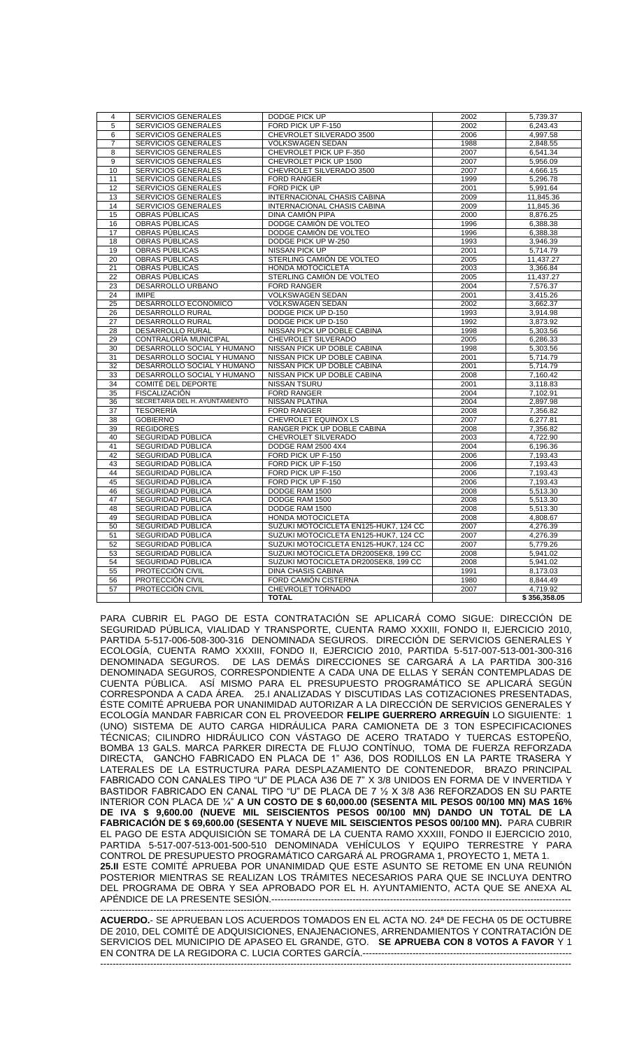| 4 | SERVICIOS GENERALES | DODGE PICK UP | 2002 | 5,739.37 |
|---|---|---|---|---|
| 5 | SERVICIOS GENERALES | FORD PICK UP F-150 | 2002 | 6,243.43 |
| 6 | SERVICIOS GENERALES | CHEVROLET SILVERADO 3500 | 2006 | 4,997.58 |
| 7 | SERVICIOS GENERALES | VOLKSWAGEN SEDAN | 1988 | 2,848.55 |
| 8 | SERVICIOS GENERALES | CHEVROLET PICK UP F-350 | 2007 | 6,541.34 |
| 9 | SERVICIOS GENERALES | CHEVROLET PICK UP 1500 | 2007 | 5,956.09 |
| 10 | SERVICIOS GENERALES | CHEVROLET SILVERADO 3500 | 2007 | 4,666.15 |
| 11 | SERVICIOS GENERALES | FORD RANGER | 1999 | 5,296.78 |
| 12 | SERVICIOS GENERALES | FORD PICK UP | 2001 | 5,991.64 |
| 13 | SERVICIOS GENERALES | INTERNACIONAL CHASIS CABINA | 2009 | 11,845.36 |
| 14 | SERVICIOS GENERALES | INTERNACIONAL CHASIS CABINA | 2009 | 11,845.36 |
| 15 | OBRAS PÚBLICAS | DINA CAMIÓN PIPA | 2000 | 8,876.25 |
| 16 | OBRAS PÚBLICAS | DODGE CAMIÓN DE VOLTEO | 1996 | 6,388.38 |
| 17 | OBRAS PÚBLICAS | DODGE CAMIÓN DE VOLTEO | 1996 | 6,388.38 |
| 18 | OBRAS PÚBLICAS | DODGE PICK UP W-250 | 1993 | 3,946.39 |
| 19 | OBRAS PÚBLICAS | NISSAN PICK UP | 2001 | 5,714.79 |
| 20 | OBRAS PÚBLICAS | STERLING CAMIÓN DE VOLTEO | 2005 | 11,437.27 |
| 21 | OBRAS PÚBLICAS | HONDA MOTOCICLETA | 2003 | 3,366.84 |
| 22 | OBRAS PÚBLICAS | STERLING CAMIÓN DE VOLTEO | 2005 | 11,437.27 |
| 23 | DESARROLLO URBANO | FORD RANGER | 2004 | 7,576.37 |
| 24 | IMIPE | VOLKSWAGEN SEDAN | 2001 | 3,415.26 |
| 25 | DESARROLLO ECONÓMICO | VOLKSWAGEN SEDAN | 2002 | 3,662.37 |
| 26 | DESARROLLO RURAL | DODGE PICK UP D-150 | 1993 | 3,914.98 |
| 27 | DESARROLLO RURAL | DODGE PICK UP D-150 | 1992 | 3,873.92 |
| 28 | DESARROLLO RURAL | NISSAN PICK UP DOBLE CABINA | 1998 | 5,303.56 |
| 29 | CONTRALORÍA MUNICIPAL | CHEVROLET SILVERADO | 2005 | 6,286.33 |
| 30 | DESARROLLO SOCIAL Y HUMANO | NISSAN PICK UP DOBLE CABINA | 1998 | 5,303.56 |
| 31 | DESARROLLO SOCIAL Y HUMANO | NISSAN PICK UP DOBLE CABINA | 2001 | 5,714.79 |
| 32 | DESARROLLO SOCIAL Y HUMANO | NISSAN PICK UP DOBLE CABINA | 2001 | 5,714.79 |
| 33 | DESARROLLO SOCIAL Y HUMANO | NISSAN PICK UP DOBLE CABINA | 2008 | 7,160.42 |
| 34 | COMITÉ DEL DEPORTE | NISSAN TSURU | 2001 | 3,118.83 |
| 35 | FISCALIZACIÓN | FORD RANGER | 2004 | 7,102.91 |
| 36 | SECRETARIA DEL H. AYUNTAMIENTO | NISSAN PLATINA | 2004 | 2,897.98 |
| 37 | TESORERÍA | FORD RANGER | 2008 | 7,356.82 |
| 38 | GOBIERNO | CHEVROLET EQUINOX LS | 2007 | 6,277.81 |
| 39 | REGIDORES | RANGER PICK UP DOBLE CABINA | 2008 | 7,356.82 |
| 40 | SEGURIDAD PÚBLICA | CHEVROLET SILVERADO | 2003 | 4,722.90 |
| 41 | SEGURIDAD PÚBLICA | DODGE RAM 2500 4X4 | 2004 | 6,196.36 |
| 42 | SEGURIDAD PÚBLICA | FORD PICK UP F-150 | 2006 | 7,193.43 |
| 43 | SEGURIDAD PÚBLICA | FORD PICK UP F-150 | 2006 | 7,193.43 |
| 44 | SEGURIDAD PÚBLICA | FORD PICK UP F-150 | 2006 | 7,193.43 |
| 45 | SEGURIDAD PÚBLICA | FORD PICK UP F-150 | 2006 | 7,193.43 |
| 46 | SEGURIDAD PÚBLICA | DODGE RAM 1500 | 2008 | 5,513.30 |
| 47 | SEGURIDAD PÚBLICA | DODGE RAM 1500 | 2008 | 5,513.30 |
| 48 | SEGURIDAD PÚBLICA | DODGE RAM 1500 | 2008 | 5,513.30 |
| 49 | SEGURIDAD PÚBLICA | HONDA MOTOCICLETA | 2008 | 4,808.67 |
| 50 | SEGURIDAD PÚBLICA | SUZUKI MOTOCICLETA EN125-HUK7, 124 CC | 2007 | 4,276.39 |
| 51 | SEGURIDAD PÚBLICA | SUZUKI MOTOCICLETA EN125-HUK7, 124 CC | 2007 | 4,276.39 |
| 52 | SEGURIDAD PÚBLICA | SUZUKI MOTOCICLETA EN125-HUK7, 124 CC | 2007 | 5,779.26 |
| 53 | SEGURIDAD PÚBLICA | SUZUKI MOTOCICLETA DR200SEK8, 199 CC | 2008 | 5,941.02 |
| 54 | SEGURIDAD PÚBLICA | SUZUKI MOTOCICLETA DR200SEK8, 199 CC | 2008 | 5,941.02 |
| 55 | PROTECCIÓN CIVIL | DINA CHASIS CABINA | 1991 | 8,173.03 |
| 56 | PROTECCIÓN CIVIL | FORD CAMIÓN CISTERNA | 1980 | 8,844.49 |
| 57 | PROTECCIÓN CIVIL | CHEVROLET TORNADO | 2007 | 4,719.92 |
| | | **TOTAL** | | **$ 356,358.05** |

PARA CUBRIR EL PAGO DE ESTA CONTRATACIÓN SE APLICARÁ COMO SIGUE: DIRECCIÓN DE SEGURIDAD PÚBLICA, VIALIDAD Y TRANSPORTE, CUENTA RAMO XXXIII, FONDO II, EJERCICIO 2010, PARTIDA 5-517-006-508-300-316 DENOMINADA SEGUROS. DIRECCIÓN DE SERVICIOS GENERALES Y ECOLOGÍA, CUENTA RAMO XXXIII, FONDO II, EJERCICIO 2010, PARTIDA 5-517-007-513-001-300-316 DENOMINADA SEGUROS. DE LAS DEMÁS DIRECCIONES SE CARGARÁ A LA PARTIDA 300-316 DENOMINADA SEGUROS, CORRESPONDIENTE A CADA UNA DE ELLAS Y SERÁN CONTEMPLADAS DE CUENTA PÚBLICA. ASÍ MISMO PARA EL PRESUPUESTO PROGRAMÁTICO SE APLICARÁ SEGÚN CORRESPONDA A CADA ÁREA. 25.I ANALIZADAS Y DISCUTIDAS LAS COTIZACIONES PRESENTADAS, ÉSTE COMITÉ APRUEBA POR UNANIMIDAD AUTORIZAR A LA DIRECCIÓN DE SERVICIOS GENERALES Y ECOLOGÍA MANDAR FABRICAR CON EL PROVEEDOR **FELIPE GUERRERO ARREGUÍN** LO SIGUIENTE: 1 (UNO) SISTEMA DE AUTO CARGA HIDRÁULICA PARA CAMIONETA DE 3 TON ESPECIFICACIONES TÉCNICAS; CILINDRO HIDRÁULICO CON VÁSTAGO DE ACERO TRATADO Y TUERCAS ESTOPEÑO, BOMBA 13 GALS. MARCA PARKER DIRECTA DE FLUJO CONTÍNUO, TOMA DE FUERZA REFORZADA DIRECTA, GANCHO FABRICADO EN PLACA DE 1" A36, DOS RODILLOS EN LA PARTE TRASERA Y LATERALES DE LA ESTRUCTURA PARA DESPLAZAMIENTO DE CONTENEDOR, BRAZO PRINCIPAL FABRICADO CON CANALES TIPO "U" DE PLACA A36 DE 7" X 3/8 UNIDOS EN FORMA DE V INVERTIDA Y BASTIDOR FABRICADO EN CANAL TIPO "U" DE PLACA DE 7 ½ X 3/8 A36 REFORZADOS EN SU PARTE INTERIOR CON PLACA DE ¼" **A UN COSTO DE $ 60,000.00 (SESENTA MIL PESOS 00/100 MN) MAS 16% DE IVA $ 9,600.00 (NUEVE MIL SEISCIENTOS PESOS 00/100 MN) DANDO UN TOTAL DE LA FABRICACIÓN DE $ 69,600.00 (SESENTA Y NUEVE MIL SEISCIENTOS PESOS 00/100 MN).** PARA CUBRIR EL PAGO DE ESTA ADQUISICIÓN SE TOMARÁ DE LA CUENTA RAMO XXXIII, FONDO II EJERCICIO 2010, PARTIDA 5-517-007-513-001-500-510 DENOMINADA VEHÍCULOS Y EQUIPO TERRESTRE Y PARA CONTROL DE PRESUPUESTO PROGRAMÁTICO CARGARÁ AL PROGRAMA 1, PROYECTO 1, META 1.
**25.II** ESTE COMITÉ APRUEBA POR UNANIMIDAD QUE ESTE ASUNTO SE RETOME EN UNA REUNIÓN POSTERIOR MIENTRAS SE REALIZAN LOS TRÁMITES NECESARIOS PARA QUE SE INCLUYA DENTRO DEL PROGRAMA DE OBRA Y SEA APROBADO POR EL H. AYUNTAMIENTO, ACTA QUE SE ANEXA AL APÉNDICE DE LA PRESENTE SESIÓN.----------------------------------------------------------------------------------------

**ACUERDO.**- SE APRUEBAN LOS ACUERDOS TOMADOS EN EL ACTA NO. 24ª DE FECHA 05 DE OCTUBRE DE 2010, DEL COMITÉ DE ADQUISICIONES, ENAJENACIONES, ARRENDAMIENTOS Y CONTRATACIÓN DE SERVICIOS DEL MUNICIPIO DE APASEO EL GRANDE, GTO. **SE APRUEBA CON 8 VOTOS A FAVOR** Y 1 EN CONTRA DE LA REGIDORA C. LUCIA CORTES GARCÍA.-----------------------------------------------------------------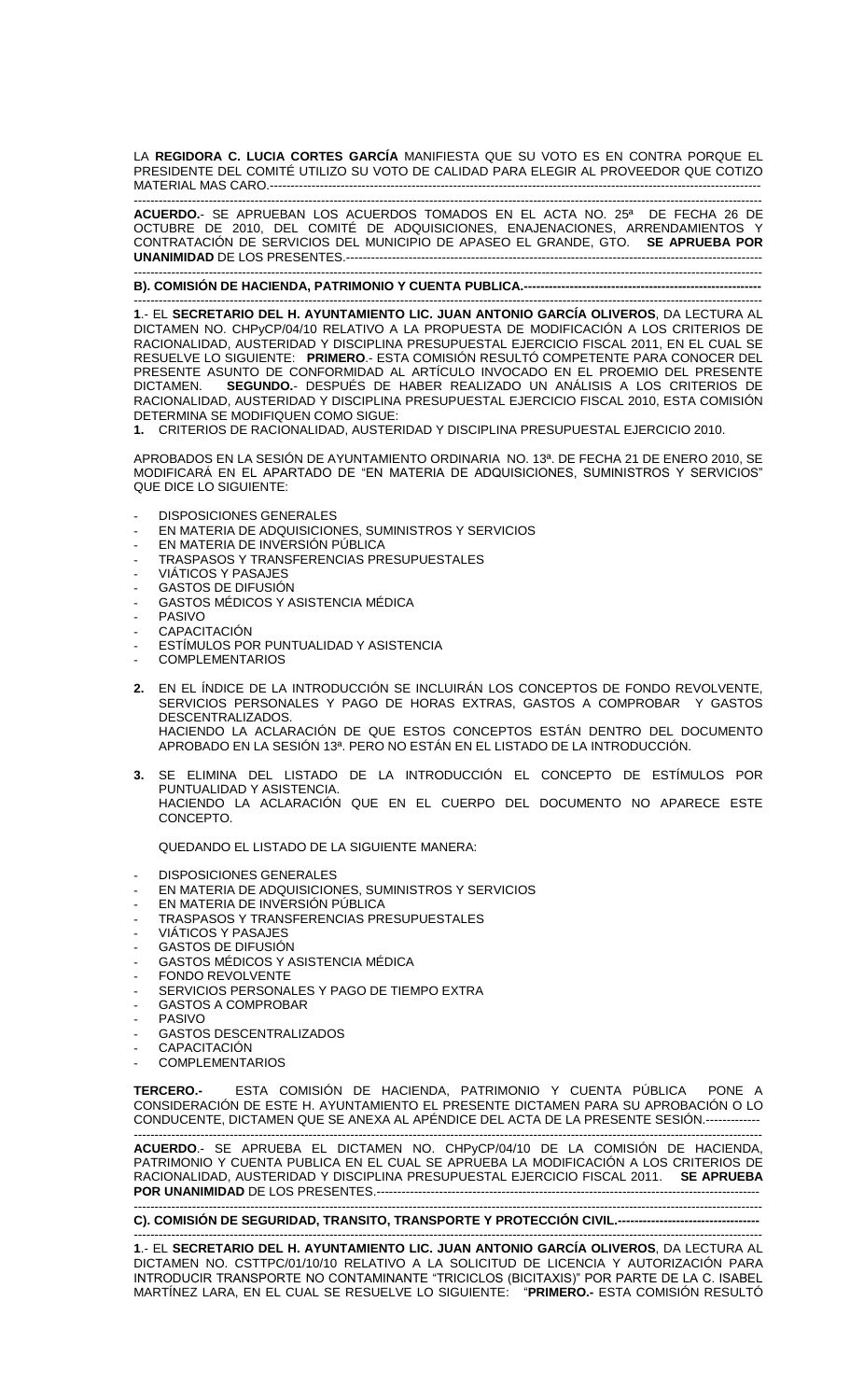LA **REGIDORA C. LUCIA CORTES GARCÍA** MANIFIESTA QUE SU VOTO ES EN CONTRA PORQUE EL PRESIDENTE DEL COMITÉ UTILIZO SU VOTO DE CALIDAD PARA ELEGIR AL PROVEEDOR QUE COTIZO MATERIAL MAS CARO.-----------------------------------------------------------------------------------------------------------

-----------------------------------------------------------------------------------------------------------------------------------------

**ACUERDO**.- SE APRUEBAN LOS ACUERDOS TOMADOS EN EL ACTA NO. 25ª DE FECHA 26 DE OCTUBRE DE 2010, DEL COMITÉ DE ADQUISICIONES, ENAJENACIONES, ARRENDAMIENTOS Y CONTRATACIÓN DE SERVICIOS DEL MUNICIPIO DE APASEO EL GRANDE, GTO. **SE APRUEBA POR UNANIMIDAD** DE LOS PRESENTES.-----------------------------------------------------------------------------------------------

-----------------------------------------------------------------------------------------------------------------------------------------

**B). COMISIÓN DE HACIENDA, PATRIMONIO Y CUENTA PUBLICA.------------------------------------------------------------**

-----------------------------------------------------------------------------------------------------------------------------------------

**1**.- EL **SECRETARIO DEL H. AYUNTAMIENTO LIC. JUAN ANTONIO GARCÍA OLIVEROS**, DA LECTURA AL DICTAMEN NO. CHPyCP/04/10 RELATIVO A LA PROPUESTA DE MODIFICACIÓN A LOS CRITERIOS DE RACIONALIDAD, AUSTERIDAD Y DISCIPLINA PRESUPUESTAL EJERCICIO FISCAL 2011, EN EL CUAL SE RESUELVE LO SIGUIENTE: **PRIMERO**.- ESTA COMISIÓN RESULTÓ COMPETENTE PARA CONOCER DEL PRESENTE ASUNTO DE CONFORMIDAD AL ARTÍCULO INVOCADO EN EL PROEMIO DEL PRESENTE DICTAMEN. **SEGUNDO.**- DESPUÉS DE HABER REALIZADO UN ANÁLISIS A LOS CRITERIOS DE RACIONALIDAD, AUSTERIDAD Y DISCIPLINA PRESUPUESTAL EJERCICIO FISCAL 2010, ESTA COMISIÓN DETERMINA SE MODIFIQUEN COMO SIGUE:

**1.** CRITERIOS DE RACIONALIDAD, AUSTERIDAD Y DISCIPLINA PRESUPUESTAL EJERCICIO 2010.

APROBADOS EN LA SESIÓN DE AYUNTAMIENTO ORDINARIA NO. 13ª. DE FECHA 21 DE ENERO 2010, SE MODIFICARÁ EN EL APARTADO DE "EN MATERIA DE ADQUISICIONES, SUMINISTROS Y SERVICIOS" QUE DICE LO SIGUIENTE:

- DISPOSICIONES GENERALES
- EN MATERIA DE ADQUISICIONES, SUMINISTROS Y SERVICIOS
- EN MATERIA DE INVERSIÓN PÚBLICA
- TRASPASOS Y TRANSFERENCIAS PRESUPUESTALES
- VIÁTICOS Y PASAJES
- GASTOS DE DIFUSIÓN
- GASTOS MÉDICOS Y ASISTENCIA MÉDICA
- PASIVO
- CAPACITACIÓN
- ESTÍMULOS POR PUNTUALIDAD Y ASISTENCIA
- COMPLEMENTARIOS

**2.** EN EL ÍNDICE DE LA INTRODUCCIÓN SE INCLUIRÁN LOS CONCEPTOS DE FONDO REVOLVENTE, SERVICIOS PERSONALES Y PAGO DE HORAS EXTRAS, GASTOS A COMPROBAR Y GASTOS DESCENTRALIZADOS.
HACIENDO LA ACLARACIÓN DE QUE ESTOS CONCEPTOS ESTÁN DENTRO DEL DOCUMENTO APROBADO EN LA SESIÓN 13ª. PERO NO ESTÁN EN EL LISTADO DE LA INTRODUCCIÓN.

**3.** SE ELIMINA DEL LISTADO DE LA INTRODUCCIÓN EL CONCEPTO DE ESTÍMULOS POR PUNTUALIDAD Y ASISTENCIA.
HACIENDO LA ACLARACIÓN QUE EN EL CUERPO DEL DOCUMENTO NO APARECE ESTE CONCEPTO.

QUEDANDO EL LISTADO DE LA SIGUIENTE MANERA:

- DISPOSICIONES GENERALES
- EN MATERIA DE ADQUISICIONES, SUMINISTROS Y SERVICIOS
- EN MATERIA DE INVERSIÓN PÚBLICA
- TRASPASOS Y TRANSFERENCIAS PRESUPUESTALES
- VIÁTICOS Y PASAJES
- GASTOS DE DIFUSIÓN
- GASTOS MÉDICOS Y ASISTENCIA MÉDICA
- FONDO REVOLVENTE
- SERVICIOS PERSONALES Y PAGO DE TIEMPO EXTRA
- GASTOS A COMPROBAR
- PASIVO
- GASTOS DESCENTRALIZADOS
- CAPACITACIÓN
- COMPLEMENTARIOS

**TERCERO.-** ESTA COMISIÓN DE HACIENDA, PATRIMONIO Y CUENTA PÚBLICA PONE A CONSIDERACIÓN DE ESTE H. AYUNTAMIENTO EL PRESENTE DICTAMEN PARA SU APROBACIÓN O LO CONDUCENTE, DICTAMEN QUE SE ANEXA AL APÉNDICE DEL ACTA DE LA PRESENTE SESIÓN.-------------

-----------------------------------------------------------------------------------------------------------------------------------------

**ACUERDO**.- SE APRUEBA EL DICTAMEN NO. CHPyCP/04/10 DE LA COMISIÓN DE HACIENDA, PATRIMONIO Y CUENTA PUBLICA EN EL CUAL SE APRUEBA LA MODIFICACIÓN A LOS CRITERIOS DE RACIONALIDAD, AUSTERIDAD Y DISCIPLINA PRESUPUESTAL EJERCICIO FISCAL 2011. **SE APRUEBA POR UNANIMIDAD** DE LOS PRESENTES.-------------------------------------------------------------------------------------------------

-----------------------------------------------------------------------------------------------------------------------------------------

**C). COMISIÓN DE SEGURIDAD, TRANSITO, TRANSPORTE Y PROTECCIÓN CIVIL.-----------------------------------**

-----------------------------------------------------------------------------------------------------------------------------------------

**1**.- EL **SECRETARIO DEL H. AYUNTAMIENTO LIC. JUAN ANTONIO GARCÍA OLIVEROS**, DA LECTURA AL DICTAMEN NO. CSTTPC/01/10/10 RELATIVO A LA SOLICITUD DE LICENCIA Y AUTORIZACIÓN PARA INTRODUCIR TRANSPORTE NO CONTAMINANTE "TRICICLOS (BICITAXIS)" POR PARTE DE LA C. ISABEL MARTÍNEZ LARA, EN EL CUAL SE RESUELVE LO SIGUIENTE: "**PRIMERO.-** ESTA COMISIÓN RESULTÓ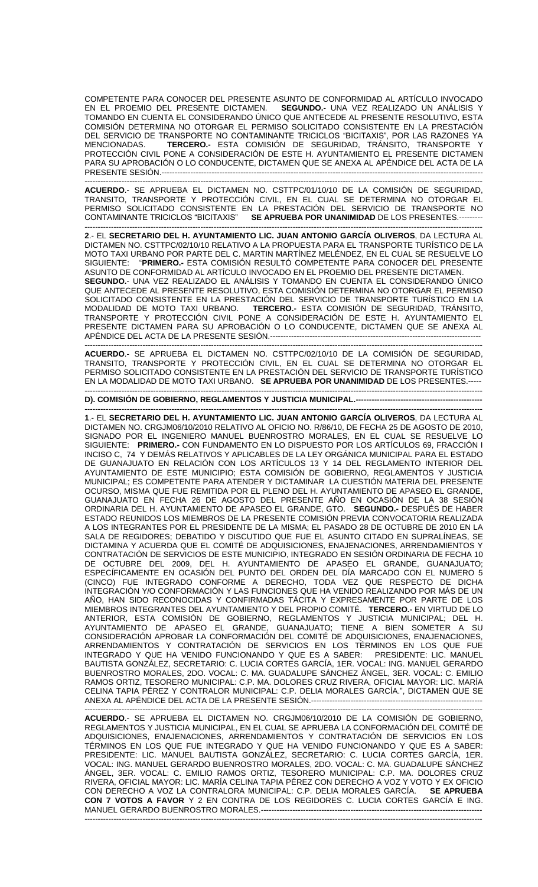COMPETENTE PARA CONOCER DEL PRESENTE ASUNTO DE CONFORMIDAD AL ARTÍCULO INVOCADO EN EL PROEMIO DEL PRESENTE DICTAMEN. **SEGUNDO.**- UNA VEZ REALIZADO UN ANÁLISIS Y TOMANDO EN CUENTA EL CONSIDERANDO ÚNICO QUE ANTECEDE AL PRESENTE RESOLUTIVO, ESTA COMISIÓN DETERMINA NO OTORGAR EL PERMISO SOLICITADO CONSISTENTE EN LA PRESTACIÓN DEL SERVICIO DE TRANSPORTE NO CONTAMINANTE TRICICLOS "BICITAXIS", POR LAS RAZONES YA MENCIONADAS. **TERCERO.-** ESTA COMISIÓN DE SEGURIDAD, TRÁNSITO, TRANSPORTE Y PROTECCIÓN CIVIL PONE A CONSIDERACIÓN DE ESTE H. AYUNTAMIENTO EL PRESENTE DICTAMEN PARA SU APROBACIÓN O LO CONDUCENTE, DICTAMEN QUE SE ANEXA AL APÉNDICE DEL ACTA DE LA PRESENTE SESIÓN.-------------------------------------------------------------------------------------------------------------------

---

**ACUERDO**.- SE APRUEBA EL DICTAMEN NO. CSTTPC/01/10/10 DE LA COMISIÓN DE SEGURIDAD, TRANSITO, TRANSPORTE Y PROTECCIÓN CIVIL, EN EL CUAL SE DETERMINA NO OTORGAR EL PERMISO SOLICITADO CONSISTENTE EN LA PRESTACIÓN DEL SERVICIO DE TRANSPORTE NO CONTAMINANTE TRICICLOS "BICITAXIS" **SE APRUEBA POR UNANIMIDAD** DE LOS PRESENTES.---------

---

**2**.- EL **SECRETARIO DEL H. AYUNTAMIENTO LIC. JUAN ANTONIO GARCÍA OLIVEROS**, DA LECTURA AL DICTAMEN NO. CSTTPC/02/10/10 RELATIVO A LA PROPUESTA PARA EL TRANSPORTE TURÍSTICO DE LA MOTO TAXI URBANO POR PARTE DEL C. MARTIN MARTÍNEZ MELÉNDEZ, EN EL CUAL SE RESUELVE LO SIGUIENTE: "**PRIMERO.-** ESTA COMISIÓN RESULTÓ COMPETENTE PARA CONOCER DEL PRESENTE ASUNTO DE CONFORMIDAD AL ARTÍCULO INVOCADO EN EL PROEMIO DEL PRESENTE DICTAMEN. **SEGUNDO.**- UNA VEZ REALIZADO EL ANÁLISIS Y TOMANDO EN CUENTA EL CONSIDERANDO ÚNICO QUE ANTECEDE AL PRESENTE RESOLUTIVO, ESTA COMISIÓN DETERMINA NO OTORGAR EL PERMISO SOLICITADO CONSISTENTE EN LA PRESTACIÓN DEL SERVICIO DE TRANSPORTE TURÍSTICO EN LA MODALIDAD DE MOTO TAXI URBANO. **TERCERO.-** ESTA COMISIÓN DE SEGURIDAD, TRÁNSITO, TRANSPORTE Y PROTECCIÓN CIVIL PONE A CONSIDERACIÓN DE ESTE H. AYUNTAMIENTO EL PRESENTE DICTAMEN PARA SU APROBACIÓN O LO CONDUCENTE, DICTAMEN QUE SE ANEXA AL APÉNDICE DEL ACTA DE LA PRESENTE SESIÓN.-------------------------------------------------------------------------------

---

**ACUERDO**.- SE APRUEBA EL DICTAMEN NO. CSTTPC/02/10/10 DE LA COMISIÓN DE SEGURIDAD, TRANSITO, TRANSPORTE Y PROTECCIÓN CIVIL, EN EL CUAL SE DETERMINA NO OTORGAR EL PERMISO SOLICITADO CONSISTENTE EN LA PRESTACIÓN DEL SERVICIO DE TRANSPORTE TURÍSTICO EN LA MODALIDAD DE MOTO TAXI URBANO. **SE APRUEBA POR UNANIMIDAD** DE LOS PRESENTES.-----

---

**D). COMISIÓN DE GOBIERNO, REGLAMENTOS Y JUSTICIA MUNICIPAL.-----------------------------------------------**

---

**1**.- EL **SECRETARIO DEL H. AYUNTAMIENTO LIC. JUAN ANTONIO GARCÍA OLIVEROS**, DA LECTURA AL DICTAMEN NO. CRGJM06/10/2010 RELATIVO AL OFICIO NO. R/86/10, DE FECHA 25 DE AGOSTO DE 2010, SIGNADO POR EL INGENIERO MANUEL BUENROSTRO MORALES, EN EL CUAL SE RESUELVE LO SIGUIENTE: **PRIMERO.-** CON FUNDAMENTO EN LO DISPUESTO POR LOS ARTÍCULOS 69, FRACCIÓN I INCISO C, 74 Y DEMÁS RELATIVOS Y APLICABLES DE LA LEY ORGÁNICA MUNICIPAL PARA EL ESTADO DE GUANAJUATO EN RELACIÓN CON LOS ARTÍCULOS 13 Y 14 DEL REGLAMENTO INTERIOR DEL AYUNTAMIENTO DE ESTE MUNICIPIO; ESTA COMISIÓN DE GOBIERNO, REGLAMENTOS Y JUSTICIA MUNICIPAL; ES COMPETENTE PARA ATENDER Y DICTAMINAR LA CUESTIÓN MATERIA DEL PRESENTE OCURSO, MISMA QUE FUE REMITIDA POR EL PLENO DEL H. AYUNTAMIENTO DE APASEO EL GRANDE, GUANAJUATO EN FECHA 26 DE AGOSTO DEL PRESENTE AÑO EN OCASIÓN DE LA 38 SESIÓN ORDINARIA DEL H. AYUNTAMIENTO DE APASEO EL GRANDE, GTO. **SEGUNDO.-** DESPUÉS DE HABER ESTADO REUNIDOS LOS MIEMBROS DE LA PRESENTE COMISIÓN PREVIA CONVOCATORIA REALIZADA A LOS INTEGRANTES POR EL PRESIDENTE DE LA MISMA; EL PASADO 28 DE OCTUBRE DE 2010 EN LA SALA DE REGIDORES; DEBATIDO Y DISCUTIDO QUE FUE EL ASUNTO CITADO EN SUPRALÍNEAS, SE DICTAMINA Y ACUERDA QUE EL COMITÉ DE ADQUISICIONES, ENAJENACIONES, ARRENDAMIENTOS Y CONTRATACIÓN DE SERVICIOS DE ESTE MUNICIPIO, INTEGRADO EN SESIÓN ORDINARIA DE FECHA 10 DE OCTUBRE DEL 2009, DEL H. AYUNTAMIENTO DE APASEO EL GRANDE, GUANAJUATO; ESPECÍFICAMENTE EN OCASIÓN DEL PUNTO DEL ORDEN DEL DÍA MARCADO CON EL NUMERO 5 (CINCO) FUE INTEGRADO CONFORME A DERECHO, TODA VEZ QUE RESPECTO DE DICHA INTEGRACIÓN Y/O CONFORMACIÓN Y LAS FUNCIONES QUE HA VENIDO REALIZANDO POR MÁS DE UN AÑO, HAN SIDO RECONOCIDAS Y CONFIRMADAS TÁCITA Y EXPRESAMENTE POR PARTE DE LOS MIEMBROS INTEGRANTES DEL AYUNTAMIENTO Y DEL PROPIO COMITÉ. **TERCERO.-** EN VIRTUD DE LO ANTERIOR, ESTA COMISIÓN DE GOBIERNO, REGLAMENTOS Y JUSTICIA MUNICIPAL; DEL H. AYUNTAMIENTO DE APASEO EL GRANDE, GUANAJUATO; TIENE A BIEN SOMETER A SU CONSIDERACIÓN APROBAR LA CONFORMACIÓN DEL COMITÉ DE ADQUISICIONES, ENAJENACIONES, ARRENDAMIENTOS Y CONTRATACIÓN DE SERVICIOS EN LOS TÉRMINOS EN LOS QUE FUE INTEGRADO Y QUE HA VENIDO FUNCIONANDO Y QUE ES A SABER: PRESIDENTE: LIC. MANUEL BAUTISTA GONZÁLEZ, SECRETARIO: C. LUCIA CORTES GARCÍA, 1ER. VOCAL: ING. MANUEL GERARDO BUENROSTRO MORALES, 2DO. VOCAL: C. MA. GUADALUPE SÁNCHEZ ÁNGEL, 3ER. VOCAL: C. EMILIO RAMOS ORTIZ, TESORERO MUNICIPAL: C.P. MA. DOLORES CRUZ RIVERA, OFICIAL MAYOR: LIC. MARÍA CELINA TAPIA PÉREZ Y CONTRALOR MUNICIPAL: C.P. DELIA MORALES GARCÍA.", DICTAMEN QUE SE ANEXA AL APÉNDICE DEL ACTA DE LA PRESENTE SESIÓN.-----------------------------------------------------------------

---

**ACUERDO**.- SE APRUEBA EL DICTAMEN NO. CRGJM06/10/2010 DE LA COMISIÓN DE GOBIERNO, REGLAMENTOS Y JUSTICIA MUNICIPAL, EN EL CUAL SE APRUEBA LA CONFORMACIÓN DEL COMITÉ DE ADQUISICIONES, ENAJENACIONES, ARRENDAMIENTOS Y CONTRATACIÓN DE SERVICIOS EN LOS TÉRMINOS EN LOS QUE FUE INTEGRADO Y QUE HA VENIDO FUNCIONANDO Y QUE ES A SABER: PRESIDENTE: LIC. MANUEL BAUTISTA GONZÁLEZ, SECRETARIO: C. LUCIA CORTES GARCÍA, 1ER. VOCAL: ING. MANUEL GERARDO BUENROSTRO MORALES, 2DO. VOCAL: C. MA. GUADALUPE SÁNCHEZ ÁNGEL, 3ER. VOCAL: C. EMILIO RAMOS ORTIZ, TESORERO MUNICIPAL: C.P. MA. DOLORES CRUZ RIVERA, OFICIAL MAYOR: LIC. MARÍA CELINA TAPIA PÉREZ CON DERECHO A VOZ Y VOTO Y EX OFICIO CON DERECHO A VOZ LA CONTRALORA MUNICIPAL: C.P. DELIA MORALES GARCÍA. **SE APRUEBA CON 7 VOTOS A FAVOR** Y 2 EN CONTRA DE LOS REGIDORES C. LUCIA CORTES GARCÍA E ING. MANUEL GERARDO BUENROSTRO MORALES.---------------------------------------------------------------------------------

---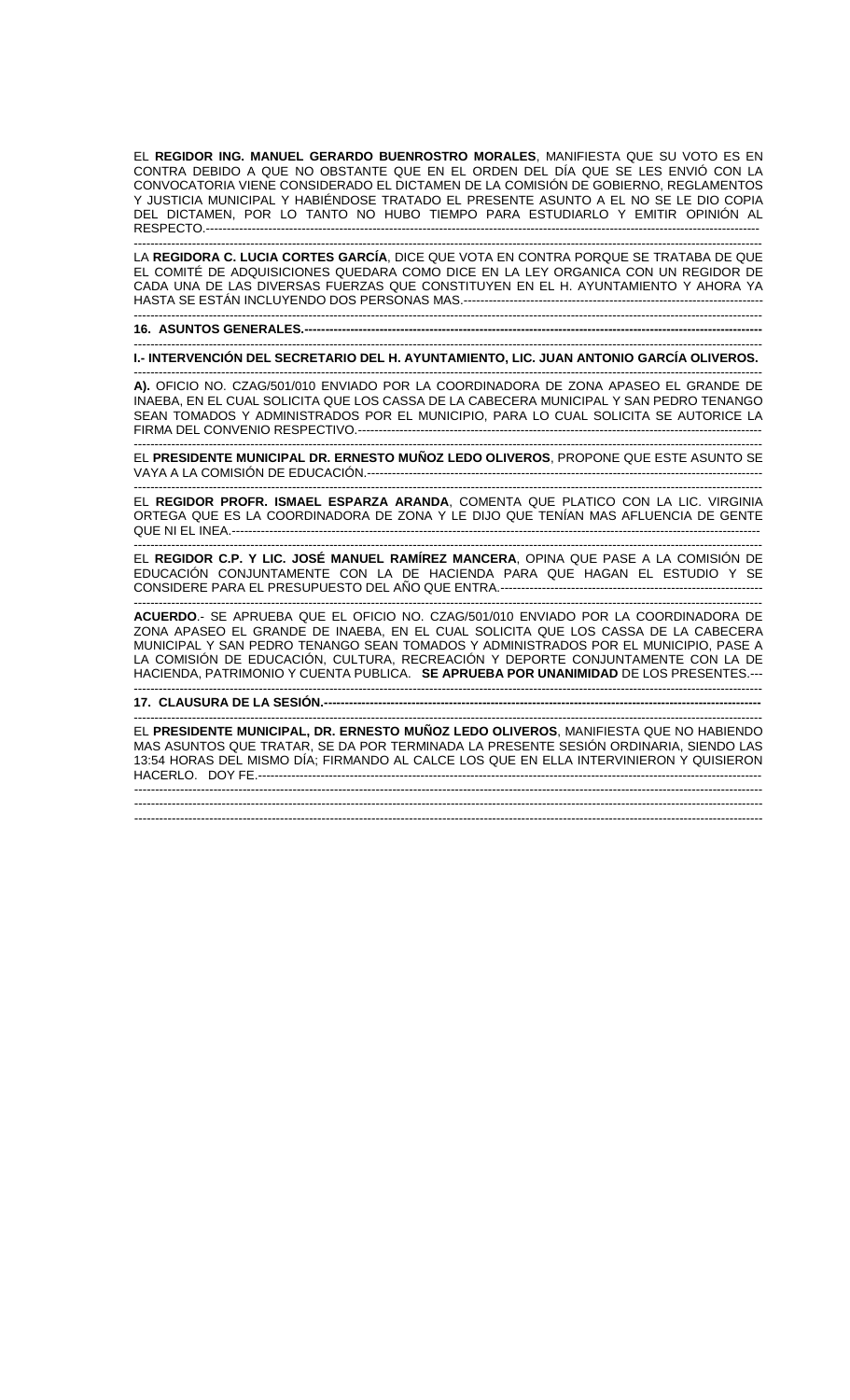EL **REGIDOR ING. MANUEL GERARDO BUENROSTRO MORALES**, MANIFIESTA QUE SU VOTO ES EN CONTRA DEBIDO A QUE NO OBSTANTE QUE EN EL ORDEN DEL DÍA QUE SE LES ENVIÓ CON LA CONVOCATORIA VIENE CONSIDERADO EL DICTAMEN DE LA COMISIÓN DE GOBIERNO, REGLAMENTOS Y JUSTICIA MUNICIPAL Y HABIÉNDOSE TRATADO EL PRESENTE ASUNTO A EL NO SE LE DIO COPIA DEL DICTAMEN, POR LO TANTO NO HUBO TIEMPO PARA ESTUDIARLO Y EMITIR OPINIÓN AL RESPECTO.---------------------------------------------------------------------------------------------------------------------------------

LA **REGIDORA C. LUCIA CORTES GARCÍA**, DICE QUE VOTA EN CONTRA PORQUE SE TRATABA DE QUE EL COMITÉ DE ADQUISICIONES QUEDARA COMO DICE EN LA LEY ORGANICA CON UN REGIDOR DE CADA UNA DE LAS DIVERSAS FUERZAS QUE CONSTITUYEN EN EL H. AYUNTAMIENTO Y AHORA YA HASTA SE ESTÁN INCLUYENDO DOS PERSONAS MAS.-----------------------------------------------------------------------

**16. ASUNTOS GENERALES.---------------------------------------------------------------------------------------------------------**

**I.- INTERVENCIÓN DEL SECRETARIO DEL H. AYUNTAMIENTO, LIC. JUAN ANTONIO GARCÍA OLIVEROS.**

**A).** OFICIO NO. CZAG/501/010 ENVIADO POR LA COORDINADORA DE ZONA APASEO EL GRANDE DE INAEBA, EN EL CUAL SOLICITA QUE LOS CASSA DE LA CABECERA MUNICIPAL Y SAN PEDRO TENANGO SEAN TOMADOS Y ADMINISTRADOS POR EL MUNICIPIO, PARA LO CUAL SOLICITA SE AUTORICE LA FIRMA DEL CONVENIO RESPECTIVO.--------------------------------------------------------------------------------------------------

EL **PRESIDENTE MUNICIPAL DR. ERNESTO MUÑOZ LEDO OLIVEROS**, PROPONE QUE ESTE ASUNTO SE VAYA A LA COMISIÓN DE EDUCACIÓN.---------------------------------------------------------------------------------------------------

EL **REGIDOR PROFR. ISMAEL ESPARZA ARANDA**, COMENTA QUE PLATICO CON LA LIC. VIRGINIA ORTEGA QUE ES LA COORDINADORA DE ZONA Y LE DIJO QUE TENÍAN MAS AFLUENCIA DE GENTE QUE NI EL INEA.-----------------------------------------------------------------------------------------------------------------------------

EL **REGIDOR C.P. Y LIC. JOSÉ MANUEL RAMÍREZ MANCERA**, OPINA QUE PASE A LA COMISIÓN DE EDUCACIÓN CONJUNTAMENTE CON LA DE HACIENDA PARA QUE HAGAN EL ESTUDIO Y SE CONSIDERE PARA EL PRESUPUESTO DEL AÑO QUE ENTRA.--------------------------------------------------------------

**ACUERDO**.- SE APRUEBA QUE EL OFICIO NO. CZAG/501/010 ENVIADO POR LA COORDINADORA DE ZONA APASEO EL GRANDE DE INAEBA, EN EL CUAL SOLICITA QUE LOS CASSA DE LA CABECERA MUNICIPAL Y SAN PEDRO TENANGO SEAN TOMADOS Y ADMINISTRADOS POR EL MUNICIPIO, PASE A LA COMISIÓN DE EDUCACIÓN, CULTURA, RECREACIÓN Y DEPORTE CONJUNTAMENTE CON LA DE HACIENDA, PATRIMONIO Y CUENTA PUBLICA. **SE APRUEBA POR UNANIMIDAD** DE LOS PRESENTES.---

**17. CLAUSURA DE LA SESIÓN.-------------------------------------------------------------------------------------------------------**

EL **PRESIDENTE MUNICIPAL, DR. ERNESTO MUÑOZ LEDO OLIVEROS**, MANIFIESTA QUE NO HABIENDO MAS ASUNTOS QUE TRATAR, SE DA POR TERMINADA LA PRESENTE SESIÓN ORDINARIA, SIENDO LAS 13:54 HORAS DEL MISMO DÍA; FIRMANDO AL CALCE LOS QUE EN ELLA INTERVINIERON Y QUISIERON HACERLO. DOY FE.--------------------------------------------------------------------------------------------------------------------